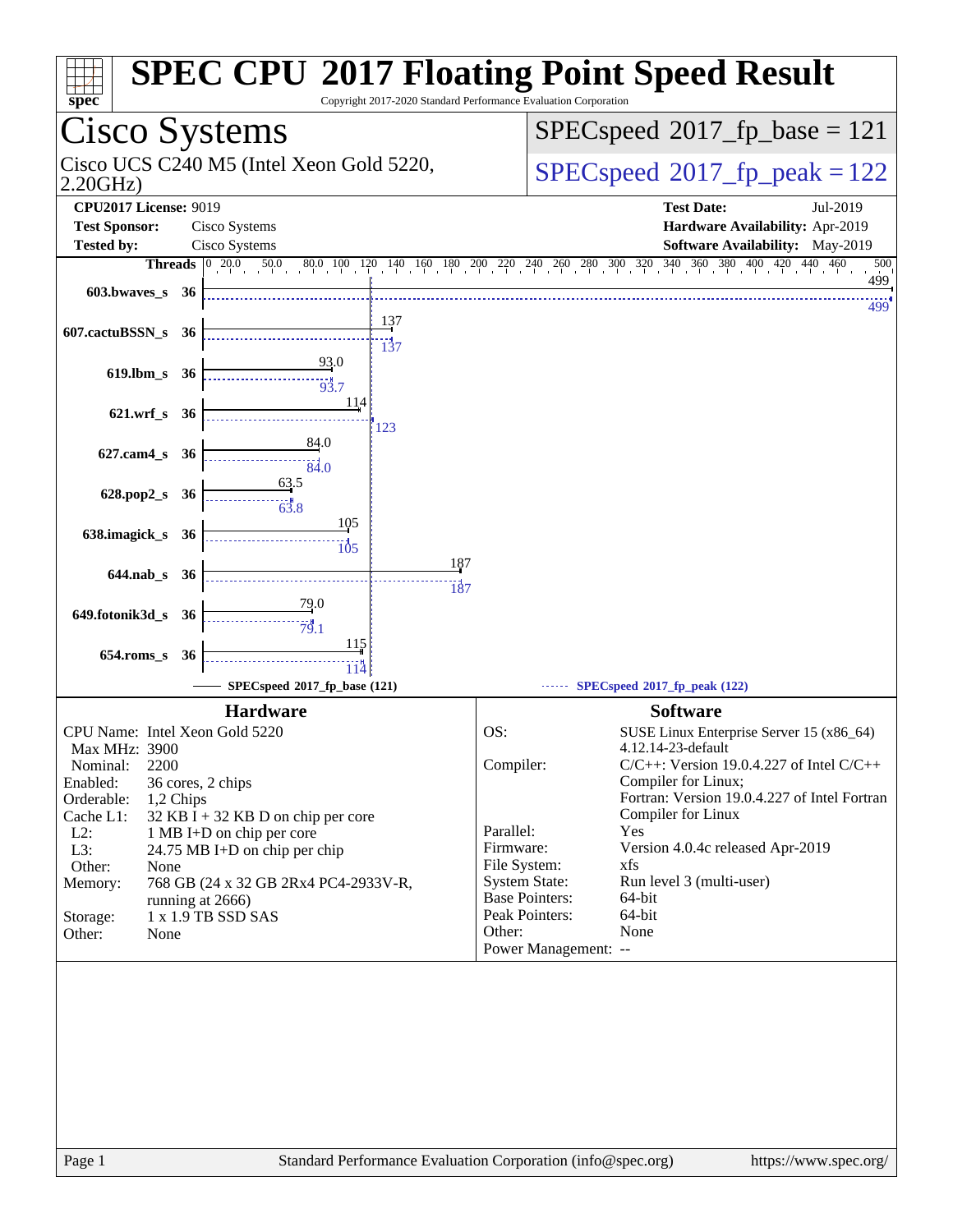# SPEC CPU 2017 Floating Point Speed Result

Copyright 2017-2020 Standard Performance Evaluation Corporation

## Cisco Systems

Cisco UCS C240 M5 (Intel Xeon Gold 5220, 2.20GHz)

SPECspeed 2017_fp_base = 121

SPECspeed 2017_fp_peak = 122

| | | | |
|---|---|---|---|
| **CPU2017 License:** | 9019 | **Test Date:** | Jul-2019 |
| **Test Sponsor:** | Cisco Systems | **Hardware Availability:** | Apr-2019 |
| **Tested by:** | Cisco Systems | **Software Availability:** | May-2019 |

Threads 0 20.0 50.0 80.0 100 120 140 160 180 200 220 240 260 280 300 320 340 360 380 400 420 440 460 500

603.bwaves_s 36 499 499
607.cactuBSSN_s 36 137 137
619.lbm_s 36 93.0 93.7
621.wrf_s 36 114 123
627.cam4_s 36 84.0 84.0
628.pop2_s 36 63.5 63.8
638.imagick_s 36 105 105
644.nab_s 36 187 187
649.fotonik3d_s 36 79.0 79.1
654.roms_s 36 115 114

SPECspeed 2017_fp_base (121)
SPECspeed 2017_fp_peak (122)

### Hardware

| | |
|---|---|
| CPU Name: | Intel Xeon Gold 5220 |
| Max MHz: | 3900 |
| Nominal: | 2200 |
| Enabled: | 36 cores, 2 chips |
| Orderable: | 1,2 Chips |
| Cache L1: | 32 KB I + 32 KB D on chip per core |
| L2: | 1 MB I+D on chip per core |
| L3: | 24.75 MB I+D on chip per chip |
| Other: | None |
| Memory: | 768 GB (24 x 32 GB 2Rx4 PC4-2933V-R, running at 2666) |
| Storage: | 1 x 1.9 TB SSD SAS |
| Other: | None |

### Software

| | |
|---|---|
| OS: | SUSE Linux Enterprise Server 15 (x86_64) 4.12.14-23-default |
| Compiler: | C/C++: Version 19.0.4.227 of Intel C/C++ Compiler for Linux; Fortran: Version 19.0.4.227 of Intel Fortran Compiler for Linux |
| Parallel: | Yes |
| Firmware: | Version 4.0.4c released Apr-2019 |
| File System: | xfs |
| System State: | Run level 3 (multi-user) |
| Base Pointers: | 64-bit |
| Peak Pointers: | 64-bit |
| Other: | None |
| Power Management: | -- |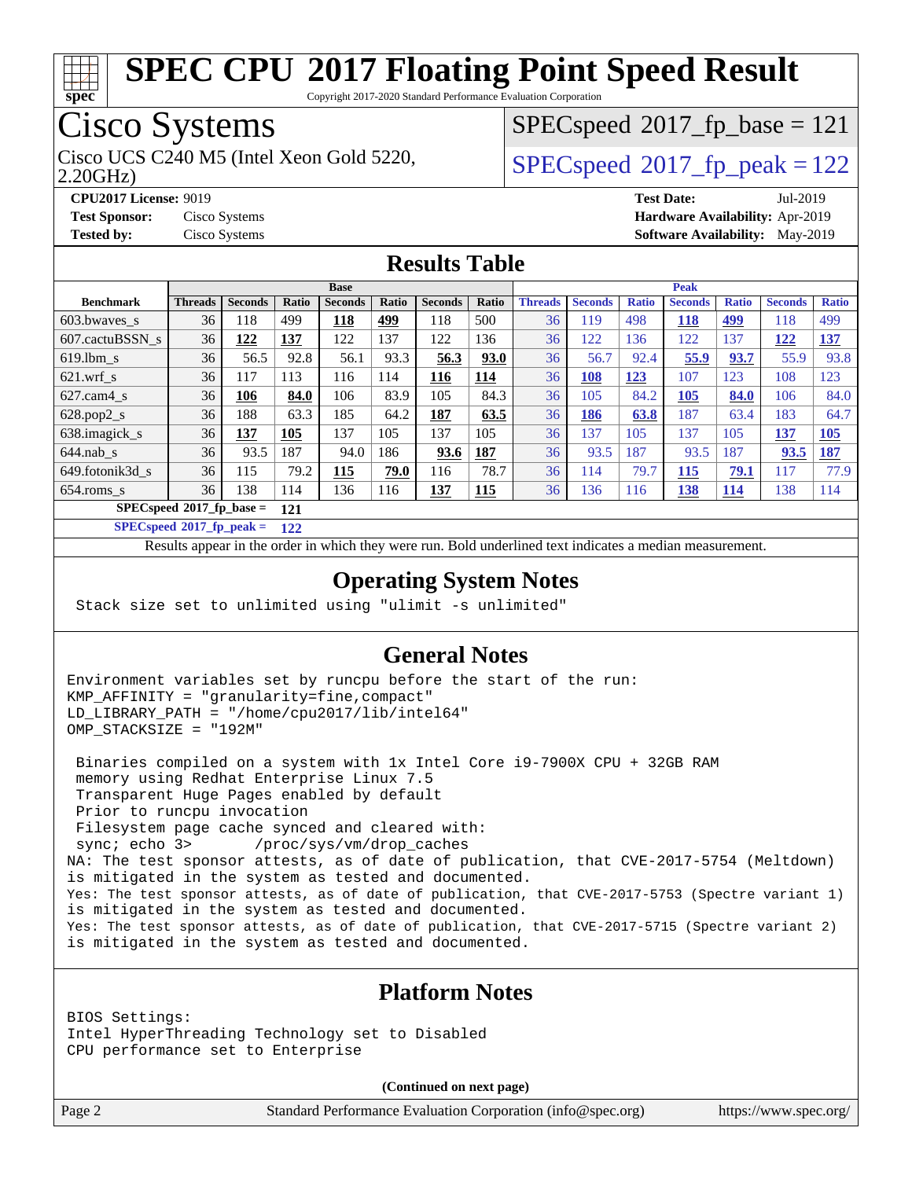# SPEC CPU 2017 Floating Point Speed Result

Copyright 2017-2020 Standard Performance Evaluation Corporation

## Cisco Systems

Cisco UCS C240 M5 (Intel Xeon Gold 5220, 2.20GHz)

SPECspeed 2017_fp_base = 121

SPECspeed 2017_fp_peak = 122

**CPU2017 License:** 9019
**Test Sponsor:** Cisco Systems
**Tested by:** Cisco Systems
**Test Date:** Jul-2019
**Hardware Availability:** Apr-2019
**Software Availability:** May-2019

## Results Table

| | Base | | | | | | | Peak | | | | | | |
|---|---|---|---|---|---|---|---|---|---|---|---|---|---|---|
| **Benchmark** | **Threads** | **Seconds** | **Ratio** | **Seconds** | **Ratio** | **Seconds** | **Ratio** | **Threads** | **Seconds** | **Ratio** | **Seconds** | **Ratio** | **Seconds** | **Ratio** |
| 603.bwaves_s | 36 | 118 | 499 | **118** | **499** | 118 | 500 | 36 | 119 | 498 | **118** | **499** | 118 | 499 |
| 607.cactuBSSN_s | 36 | **122** | **137** | 122 | 137 | 122 | 136 | 36 | 122 | 136 | 122 | 137 | **122** | **137** |
| 619.lbm_s | 36 | 56.5 | 92.8 | 56.1 | 93.3 | **56.3** | **93.0** | 36 | 56.7 | 92.4 | **55.9** | **93.7** | 55.9 | 93.8 |
| 621.wrf_s | 36 | 117 | 113 | 116 | 114 | **116** | **114** | 36 | **108** | **123** | 107 | 123 | 108 | 123 |
| 627.cam4_s | 36 | **106** | **84.0** | 106 | 83.9 | 105 | 84.3 | 36 | 105 | 84.2 | **105** | **84.0** | 106 | 84.0 |
| 628.pop2_s | 36 | 188 | 63.3 | 185 | 64.2 | **187** | **63.5** | 36 | **186** | **63.8** | 187 | 63.4 | 183 | 64.7 |
| 638.imagick_s | 36 | **137** | **105** | 137 | 105 | 137 | 105 | 36 | 137 | 105 | 137 | 105 | **137** | **105** |
| 644.nab_s | 36 | 93.5 | 187 | 94.0 | 186 | **93.6** | **187** | 36 | 93.5 | 187 | 93.5 | 187 | **93.5** | **187** |
| 649.fotonik3d_s | 36 | 115 | 79.2 | **115** | **79.0** | 116 | 78.7 | 36 | 114 | 79.7 | **115** | **79.1** | 117 | 77.9 |
| 654.roms_s | 36 | 138 | 114 | 136 | 116 | **137** | **115** | 36 | 136 | 116 | **138** | **114** | 138 | 114 |

**SPECspeed 2017_fp_base =** 121

**SPECspeed 2017_fp_peak =** 122

Results appear in the order in which they were run. Bold underlined text indicates a median measurement.

## Operating System Notes

```
Stack size set to unlimited using "ulimit -s unlimited"
```

## General Notes

```
Environment variables set by runcpu before the start of the run:
KMP_AFFINITY = "granularity=fine,compact"
LD_LIBRARY_PATH = "/home/cpu2017/lib/intel64"
OMP_STACKSIZE = "192M"

 Binaries compiled on a system with 1x Intel Core i9-7900X CPU + 32GB RAM
 memory using Redhat Enterprise Linux 7.5
 Transparent Huge Pages enabled by default
 Prior to runcpu invocation
 Filesystem page cache synced and cleared with:
 sync; echo 3>       /proc/sys/vm/drop_caches
NA: The test sponsor attests, as of date of publication, that CVE-2017-5754 (Meltdown)
is mitigated in the system as tested and documented.
Yes: The test sponsor attests, as of date of publication, that CVE-2017-5753 (Spectre variant 1)
is mitigated in the system as tested and documented.
Yes: The test sponsor attests, as of date of publication, that CVE-2017-5715 (Spectre variant 2)
is mitigated in the system as tested and documented.
```

## Platform Notes

```
BIOS Settings:
Intel HyperThreading Technology set to Disabled
CPU performance set to Enterprise
```

**(Continued on next page)**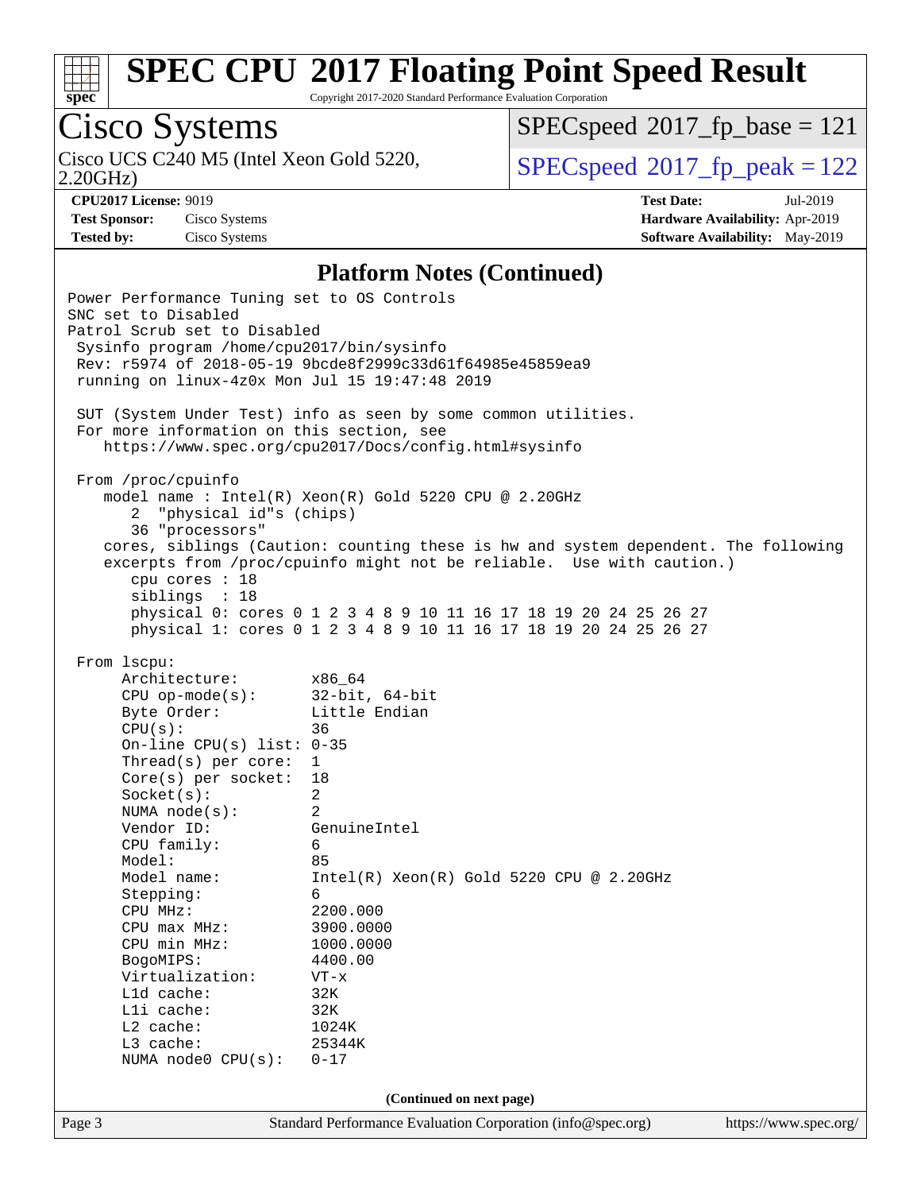# SPEC CPU 2017 Floating Point Speed Result

Copyright 2017-2020 Standard Performance Evaluation Corporation

## Cisco Systems

Cisco UCS C240 M5 (Intel Xeon Gold 5220, 2.20GHz)

SPECspeed 2017_fp_base = 121

SPECspeed 2017_fp_peak = 122

**CPU2017 License:** 9019
**Test Sponsor:** Cisco Systems
**Tested by:** Cisco Systems

**Test Date:** Jul-2019
**Hardware Availability:** Apr-2019
**Software Availability:** May-2019

### Platform Notes (Continued)

```
Power Performance Tuning set to OS Controls
SNC set to Disabled
Patrol Scrub set to Disabled
 Sysinfo program /home/cpu2017/bin/sysinfo
 Rev: r5974 of 2018-05-19 9bcde8f2999c33d61f64985e45859ea9
 running on linux-4z0x Mon Jul 15 19:47:48 2019

 SUT (System Under Test) info as seen by some common utilities.
 For more information on this section, see
    https://www.spec.org/cpu2017/Docs/config.html#sysinfo

 From /proc/cpuinfo
    model name : Intel(R) Xeon(R) Gold 5220 CPU @ 2.20GHz
       2  "physical id"s (chips)
       36 "processors"
    cores, siblings (Caution: counting these is hw and system dependent. The following
    excerpts from /proc/cpuinfo might not be reliable.  Use with caution.)
       cpu cores : 18
       siblings  : 18
       physical 0: cores 0 1 2 3 4 8 9 10 11 16 17 18 19 20 24 25 26 27
       physical 1: cores 0 1 2 3 4 8 9 10 11 16 17 18 19 20 24 25 26 27

 From lscpu:
      Architecture:          x86_64
      CPU op-mode(s):        32-bit, 64-bit
      Byte Order:            Little Endian
      CPU(s):                36
      On-line CPU(s) list: 0-35
      Thread(s) per core:  1
      Core(s) per socket:  18
      Socket(s):             2
      NUMA node(s):          2
      Vendor ID:             GenuineIntel
      CPU family:            6
      Model:                 85
      Model name:            Intel(R) Xeon(R) Gold 5220 CPU @ 2.20GHz
      Stepping:              6
      CPU MHz:               2200.000
      CPU max MHz:           3900.0000
      CPU min MHz:           1000.0000
      BogoMIPS:              4400.00
      Virtualization:        VT-x
      L1d cache:             32K
      L1i cache:             32K
      L2 cache:              1024K
      L3 cache:              25344K
      NUMA node0 CPU(s):     0-17
```

(Continued on next page)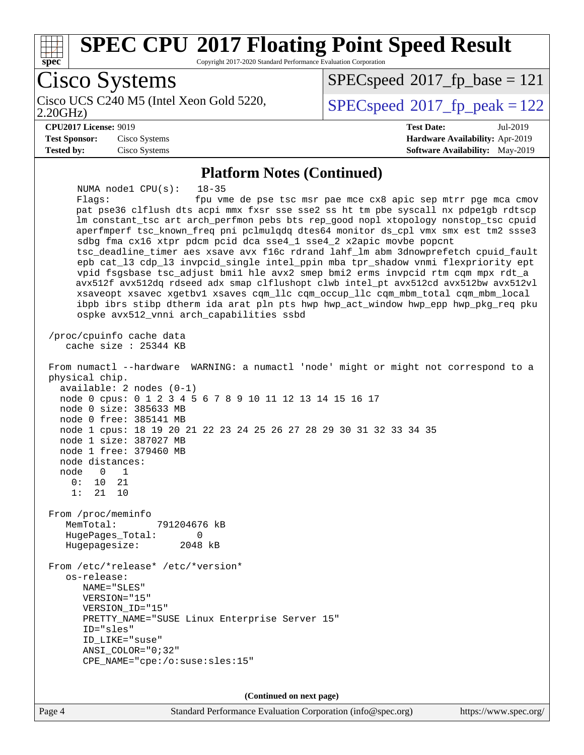# SPEC CPU 2017 Floating Point Speed Result

Copyright 2017-2020 Standard Performance Evaluation Corporation

## Cisco Systems

Cisco UCS C240 M5 (Intel Xeon Gold 5220, 2.20GHz)

SPECspeed 2017_fp_base = 121

SPECspeed 2017_fp_peak = 122

**CPU2017 License:** 9019
**Test Sponsor:** Cisco Systems
**Tested by:** Cisco Systems

**Test Date:** Jul-2019
**Hardware Availability:** Apr-2019
**Software Availability:** May-2019

### Platform Notes (Continued)

```
     NUMA node1 CPU(s):    18-35
     Flags:                fpu vme de pse tsc msr pae mce cx8 apic sep mtrr pge mca cmov
     pat pse36 clflush dts acpi mmx fxsr sse sse2 ss ht tm pbe syscall nx pdpe1gb rdtscp
     lm constant_tsc art arch_perfmon pebs bts rep_good nopl xtopology nonstop_tsc cpuid
     aperfmperf tsc_known_freq pni pclmulqdq dtes64 monitor ds_cpl vmx smx est tm2 ssse3
     sdbg fma cx16 xtpr pdcm pcid dca sse4_1 sse4_2 x2apic movbe popcnt
     tsc_deadline_timer aes xsave avx f16c rdrand lahf_lm abm 3dnowprefetch cpuid_fault
     epb cat_l3 cdp_l3 invpcid_single intel_ppin mba tpr_shadow vnmi flexpriority ept
     vpid fsgsbase tsc_adjust bmi1 hle avx2 smep bmi2 erms invpcid rtm cqm mpx rdt_a
     avx512f avx512dq rdseed adx smap clflushopt clwb intel_pt avx512cd avx512bw avx512vl
     xsaveopt xsavec xgetbv1 xsaves cqm_llc cqm_occup_llc cqm_mbm_total cqm_mbm_local
     ibpb ibrs stibp dtherm ida arat pln pts hwp hwp_act_window hwp_epp hwp_pkg_req pku
     ospke avx512_vnni arch_capabilities ssbd

 /proc/cpuinfo cache data
    cache size : 25344 KB

 From numactl --hardware  WARNING: a numactl 'node' might or might not correspond to a
 physical chip.
   available: 2 nodes (0-1)
   node 0 cpus: 0 1 2 3 4 5 6 7 8 9 10 11 12 13 14 15 16 17
   node 0 size: 385633 MB
   node 0 free: 385141 MB
   node 1 cpus: 18 19 20 21 22 23 24 25 26 27 28 29 30 31 32 33 34 35
   node 1 size: 387027 MB
   node 1 free: 379460 MB
   node distances:
   node   0   1
     0:  10  21
     1:  21  10

 From /proc/meminfo
    MemTotal:       791204676 kB
    HugePages_Total:       0
    Hugepagesize:       2048 kB

 From /etc/*release* /etc/*version*
    os-release:
       NAME="SLES"
       VERSION="15"
       VERSION_ID="15"
       PRETTY_NAME="SUSE Linux Enterprise Server 15"
       ID="sles"
       ID_LIKE="suse"
       ANSI_COLOR="0;32"
       CPE_NAME="cpe:/o:suse:sles:15"
```

**(Continued on next page)**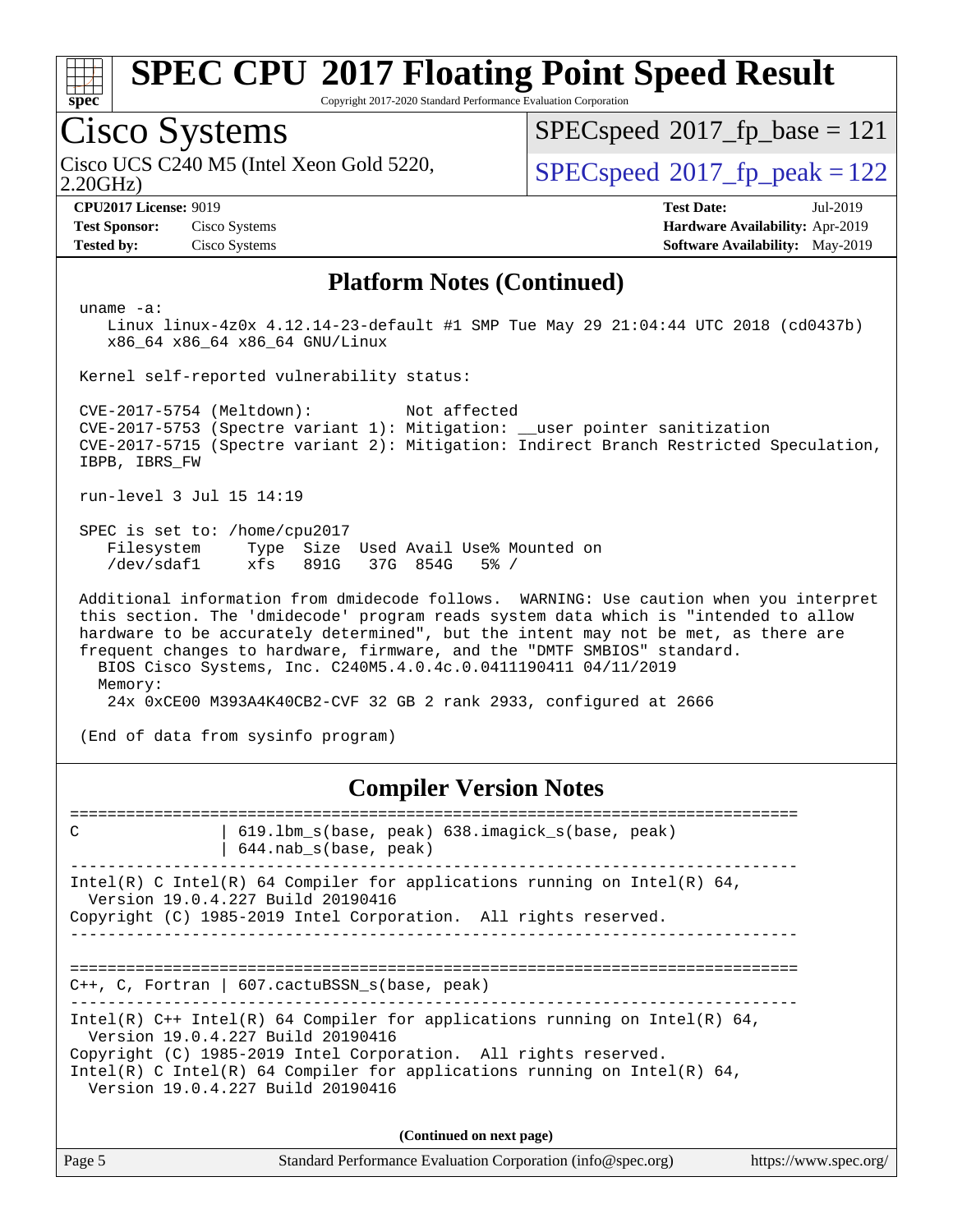## Platform Notes (Continued)

```
uname -a:
   Linux linux-4z0x 4.12.14-23-default #1 SMP Tue May 29 21:04:44 UTC 2018 (cd0437b)
   x86_64 x86_64 x86_64 GNU/Linux

Kernel self-reported vulnerability status:

CVE-2017-5754 (Meltdown):          Not affected
CVE-2017-5753 (Spectre variant 1): Mitigation: __user pointer sanitization
CVE-2017-5715 (Spectre variant 2): Mitigation: Indirect Branch Restricted Speculation,
IBPB, IBRS_FW

run-level 3 Jul 15 14:19

SPEC is set to: /home/cpu2017
   Filesystem     Type  Size  Used Avail Use% Mounted on
   /dev/sdaf1     xfs   891G   37G  854G   5% /

Additional information from dmidecode follows.  WARNING: Use caution when you interpret
this section. The 'dmidecode' program reads system data which is "intended to allow
hardware to be accurately determined", but the intent may not be met, as there are
frequent changes to hardware, firmware, and the "DMTF SMBIOS" standard.
  BIOS Cisco Systems, Inc. C240M5.4.0.4c.0.0411190411 04/11/2019
  Memory:
    24x 0xCE00 M393A4K40CB2-CVF 32 GB 2 rank 2933, configured at 2666

(End of data from sysinfo program)
```

## Compiler Version Notes

```
==============================================================================
C               | 619.lbm_s(base, peak) 638.imagick_s(base, peak)
                | 644.nab_s(base, peak)
------------------------------------------------------------------------------
Intel(R) C Intel(R) 64 Compiler for applications running on Intel(R) 64,
  Version 19.0.4.227 Build 20190416
Copyright (C) 1985-2019 Intel Corporation.  All rights reserved.
------------------------------------------------------------------------------

==============================================================================
C++, C, Fortran | 607.cactuBSSN_s(base, peak)
------------------------------------------------------------------------------
Intel(R) C++ Intel(R) 64 Compiler for applications running on Intel(R) 64,
  Version 19.0.4.227 Build 20190416
Copyright (C) 1985-2019 Intel Corporation.  All rights reserved.
Intel(R) C Intel(R) 64 Compiler for applications running on Intel(R) 64,
  Version 19.0.4.227 Build 20190416
```

(Continued on next page)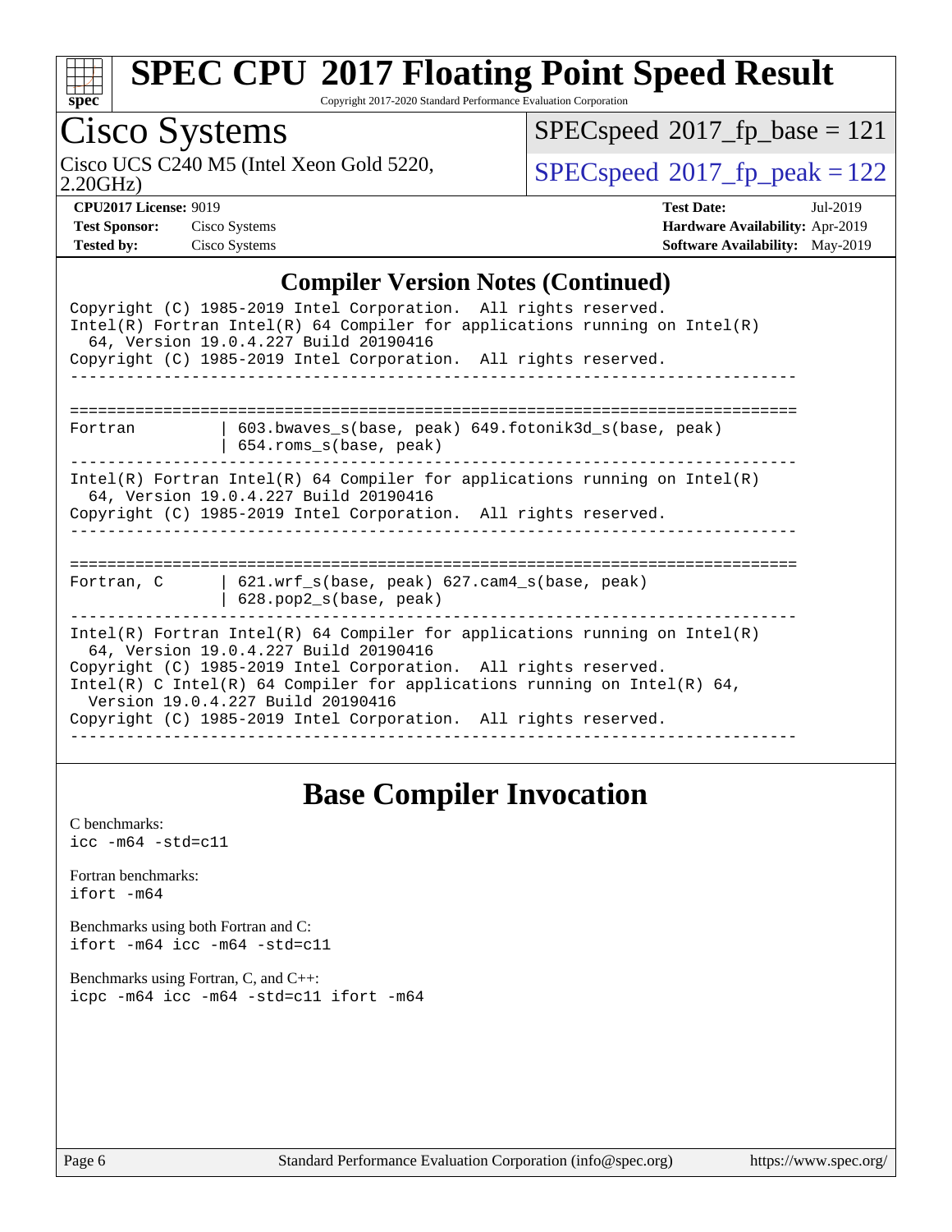# SPEC CPU 2017 Floating Point Speed Result

Copyright 2017-2020 Standard Performance Evaluation Corporation

## Cisco Systems

Cisco UCS C240 M5 (Intel Xeon Gold 5220, 2.20GHz)

SPECspeed 2017_fp_base = 121

SPECspeed 2017_fp_peak = 122

**CPU2017 License:** 9019
**Test Sponsor:** Cisco Systems
**Tested by:** Cisco Systems

**Test Date:** Jul-2019
**Hardware Availability:** Apr-2019
**Software Availability:** May-2019

## Compiler Version Notes (Continued)

```
Copyright (C) 1985-2019 Intel Corporation.  All rights reserved.
Intel(R) Fortran Intel(R) 64 Compiler for applications running on Intel(R)
  64, Version 19.0.4.227 Build 20190416
Copyright (C) 1985-2019 Intel Corporation.  All rights reserved.
------------------------------------------------------------------------------

==============================================================================
Fortran         | 603.bwaves_s(base, peak) 649.fotonik3d_s(base, peak)
                | 654.roms_s(base, peak)
------------------------------------------------------------------------------
Intel(R) Fortran Intel(R) 64 Compiler for applications running on Intel(R)
  64, Version 19.0.4.227 Build 20190416
Copyright (C) 1985-2019 Intel Corporation.  All rights reserved.
------------------------------------------------------------------------------

==============================================================================
Fortran, C      | 621.wrf_s(base, peak) 627.cam4_s(base, peak)
                | 628.pop2_s(base, peak)
------------------------------------------------------------------------------
Intel(R) Fortran Intel(R) 64 Compiler for applications running on Intel(R)
  64, Version 19.0.4.227 Build 20190416
Copyright (C) 1985-2019 Intel Corporation.  All rights reserved.
Intel(R) C Intel(R) 64 Compiler for applications running on Intel(R) 64,
  Version 19.0.4.227 Build 20190416
Copyright (C) 1985-2019 Intel Corporation.  All rights reserved.
------------------------------------------------------------------------------
```

## Base Compiler Invocation

C benchmarks:
icc -m64 -std=c11

Fortran benchmarks:
ifort -m64

Benchmarks using both Fortran and C:
ifort -m64 icc -m64 -std=c11

Benchmarks using Fortran, C, and C++:
icpc -m64 icc -m64 -std=c11 ifort -m64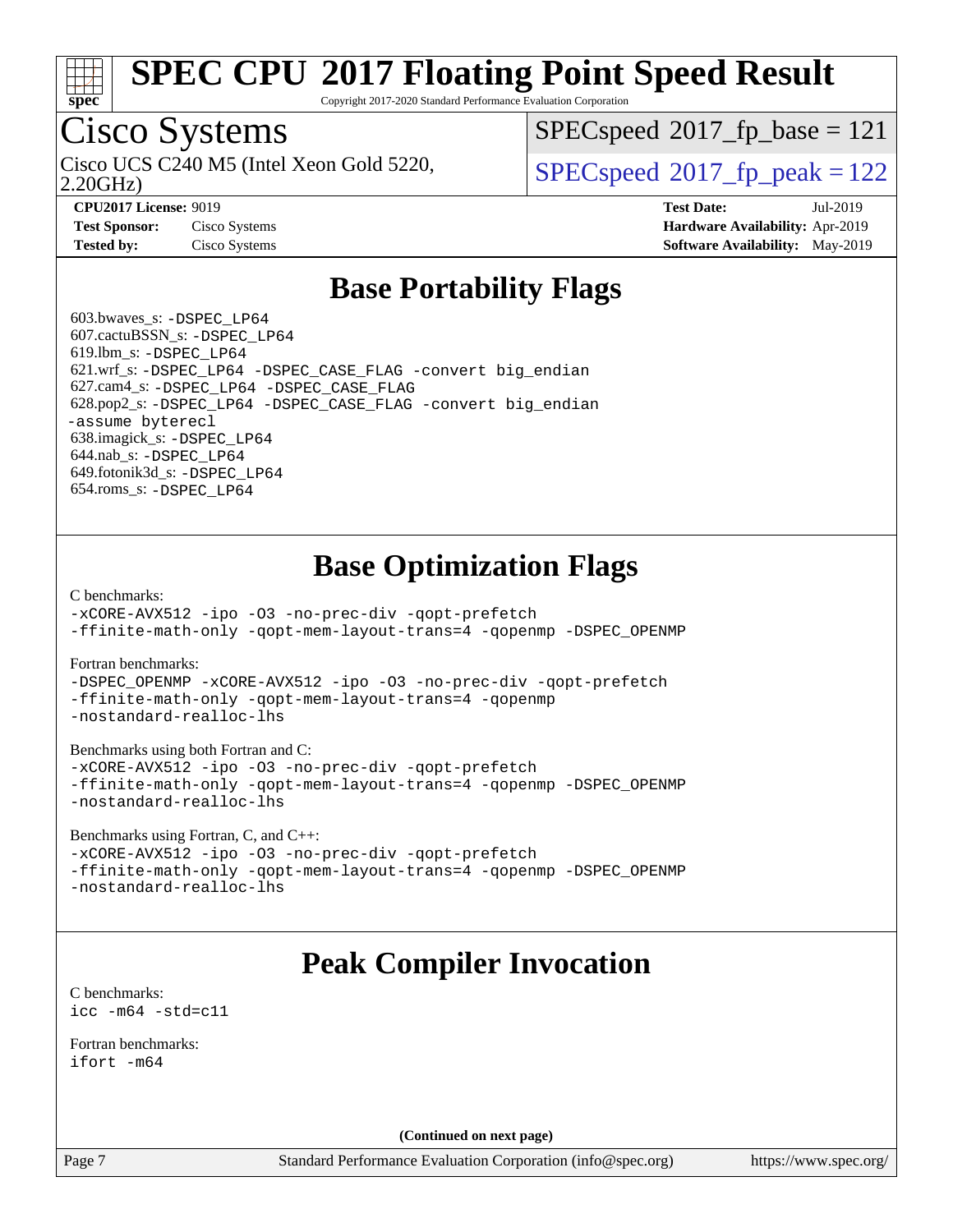# SPEC CPU 2017 Floating Point Speed Result

Copyright 2017-2020 Standard Performance Evaluation Corporation

## Cisco Systems

Cisco UCS C240 M5 (Intel Xeon Gold 5220, 2.20GHz)

SPECspeed 2017_fp_base = 121

SPECspeed 2017_fp_peak = 122

**CPU2017 License:** 9019
**Test Sponsor:** Cisco Systems
**Tested by:** Cisco Systems

**Test Date:** Jul-2019
**Hardware Availability:** Apr-2019
**Software Availability:** May-2019

## Base Portability Flags

603.bwaves_s: `-DSPEC_LP64`
607.cactuBSSN_s: `-DSPEC_LP64`
619.lbm_s: `-DSPEC_LP64`
621.wrf_s: `-DSPEC_LP64 -DSPEC_CASE_FLAG -convert big_endian`
627.cam4_s: `-DSPEC_LP64 -DSPEC_CASE_FLAG`
628.pop2_s: `-DSPEC_LP64 -DSPEC_CASE_FLAG -convert big_endian -assume byterecl`
638.imagick_s: `-DSPEC_LP64`
644.nab_s: `-DSPEC_LP64`
649.fotonik3d_s: `-DSPEC_LP64`
654.roms_s: `-DSPEC_LP64`

## Base Optimization Flags

C benchmarks:
```
-xCORE-AVX512 -ipo -O3 -no-prec-div -qopt-prefetch
-ffinite-math-only -qopt-mem-layout-trans=4 -qopenmp -DSPEC_OPENMP
```

Fortran benchmarks:
```
-DSPEC_OPENMP -xCORE-AVX512 -ipo -O3 -no-prec-div -qopt-prefetch
-ffinite-math-only -qopt-mem-layout-trans=4 -qopenmp
-nostandard-realloc-lhs
```

Benchmarks using both Fortran and C:
```
-xCORE-AVX512 -ipo -O3 -no-prec-div -qopt-prefetch
-ffinite-math-only -qopt-mem-layout-trans=4 -qopenmp -DSPEC_OPENMP
-nostandard-realloc-lhs
```

Benchmarks using Fortran, C, and C++:
```
-xCORE-AVX512 -ipo -O3 -no-prec-div -qopt-prefetch
-ffinite-math-only -qopt-mem-layout-trans=4 -qopenmp -DSPEC_OPENMP
-nostandard-realloc-lhs
```

## Peak Compiler Invocation

C benchmarks:
```
icc -m64 -std=c11
```

Fortran benchmarks:
```
ifort -m64
```

(Continued on next page)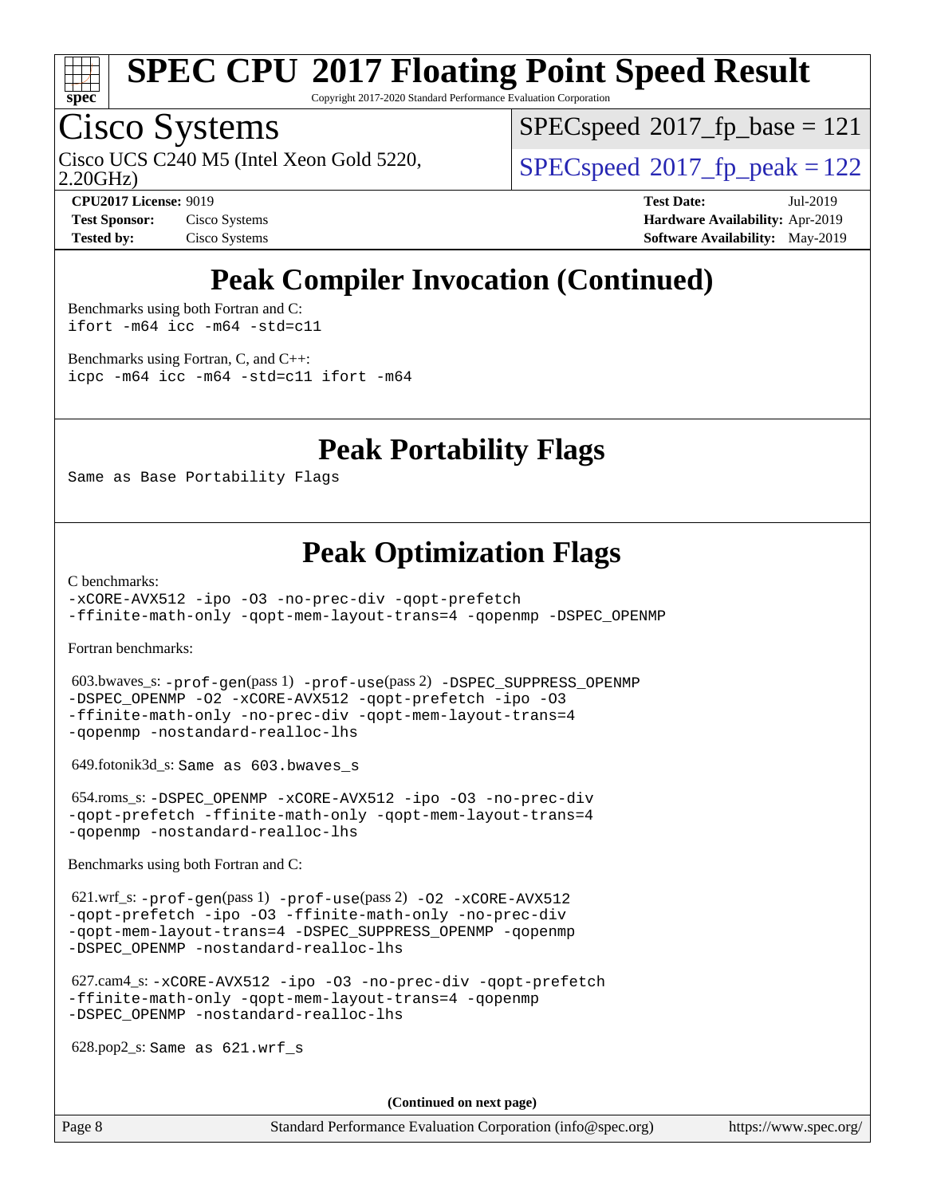# Peak Compiler Invocation (Continued)

Benchmarks using both Fortran and C:
ifort -m64 icc -m64 -std=c11

Benchmarks using Fortran, C, and C++:
icpc -m64 icc -m64 -std=c11 ifort -m64

# Peak Portability Flags

Same as Base Portability Flags

# Peak Optimization Flags

C benchmarks:
-xCORE-AVX512 -ipo -O3 -no-prec-div -qopt-prefetch
-ffinite-math-only -qopt-mem-layout-trans=4 -qopenmp -DSPEC_OPENMP

Fortran benchmarks:

603.bwaves_s: -prof-gen(pass 1) -prof-use(pass 2) -DSPEC_SUPPRESS_OPENMP
-DSPEC_OPENMP -O2 -xCORE-AVX512 -qopt-prefetch -ipo -O3
-ffinite-math-only -no-prec-div -qopt-mem-layout-trans=4
-qopenmp -nostandard-realloc-lhs

649.fotonik3d_s: Same as 603.bwaves_s

654.roms_s: -DSPEC_OPENMP -xCORE-AVX512 -ipo -O3 -no-prec-div
-qopt-prefetch -ffinite-math-only -qopt-mem-layout-trans=4
-qopenmp -nostandard-realloc-lhs

Benchmarks using both Fortran and C:

621.wrf_s: -prof-gen(pass 1) -prof-use(pass 2) -O2 -xCORE-AVX512
-qopt-prefetch -ipo -O3 -ffinite-math-only -no-prec-div
-qopt-mem-layout-trans=4 -DSPEC_SUPPRESS_OPENMP -qopenmp
-DSPEC_OPENMP -nostandard-realloc-lhs

627.cam4_s: -xCORE-AVX512 -ipo -O3 -no-prec-div -qopt-prefetch
-ffinite-math-only -qopt-mem-layout-trans=4 -qopenmp
-DSPEC_OPENMP -nostandard-realloc-lhs

628.pop2_s: Same as 621.wrf_s

(Continued on next page)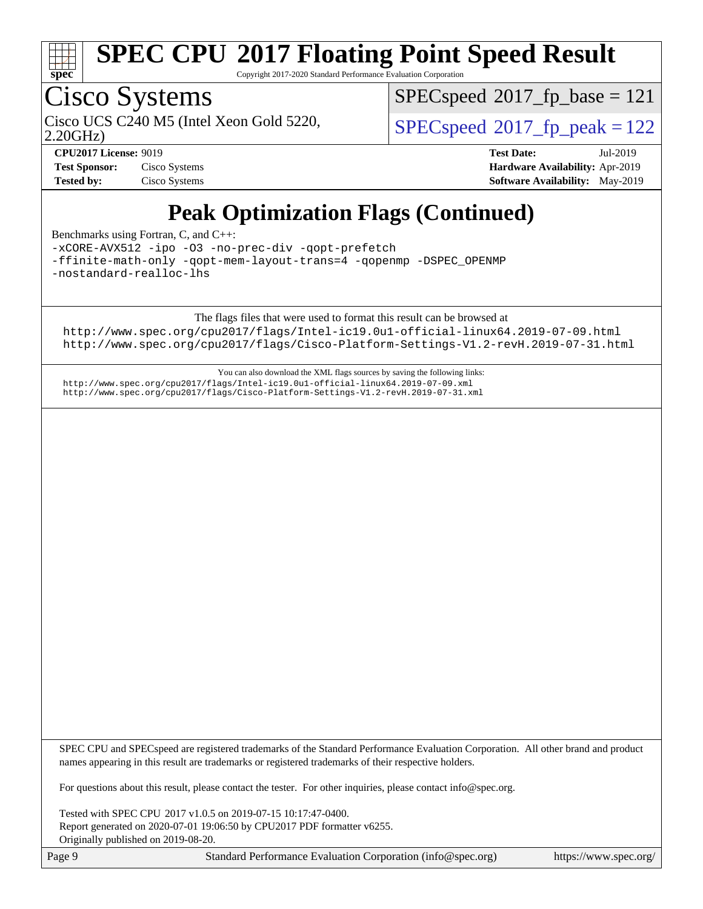# Peak Optimization Flags (Continued)

Benchmarks using Fortran, C, and C++:

```
-xCORE-AVX512 -ipo -O3 -no-prec-div -qopt-prefetch
-ffinite-math-only -qopt-mem-layout-trans=4 -qopenmp -DSPEC_OPENMP
-nostandard-realloc-lhs
```

The flags files that were used to format this result can be browsed at

http://www.spec.org/cpu2017/flags/Intel-ic19.0u1-official-linux64.2019-07-09.html
http://www.spec.org/cpu2017/flags/Cisco-Platform-Settings-V1.2-revH.2019-07-31.html

You can also download the XML flags sources by saving the following links:

http://www.spec.org/cpu2017/flags/Intel-ic19.0u1-official-linux64.2019-07-09.xml
http://www.spec.org/cpu2017/flags/Cisco-Platform-Settings-V1.2-revH.2019-07-31.xml

SPEC CPU and SPECspeed are registered trademarks of the Standard Performance Evaluation Corporation. All other brand and product names appearing in this result are trademarks or registered trademarks of their respective holders.

For questions about this result, please contact the tester. For other inquiries, please contact info@spec.org.

Tested with SPEC CPU 2017 v1.0.5 on 2019-07-15 10:17:47-0400.
Report generated on 2020-07-01 19:06:50 by CPU2017 PDF formatter v6255.
Originally published on 2019-08-20.